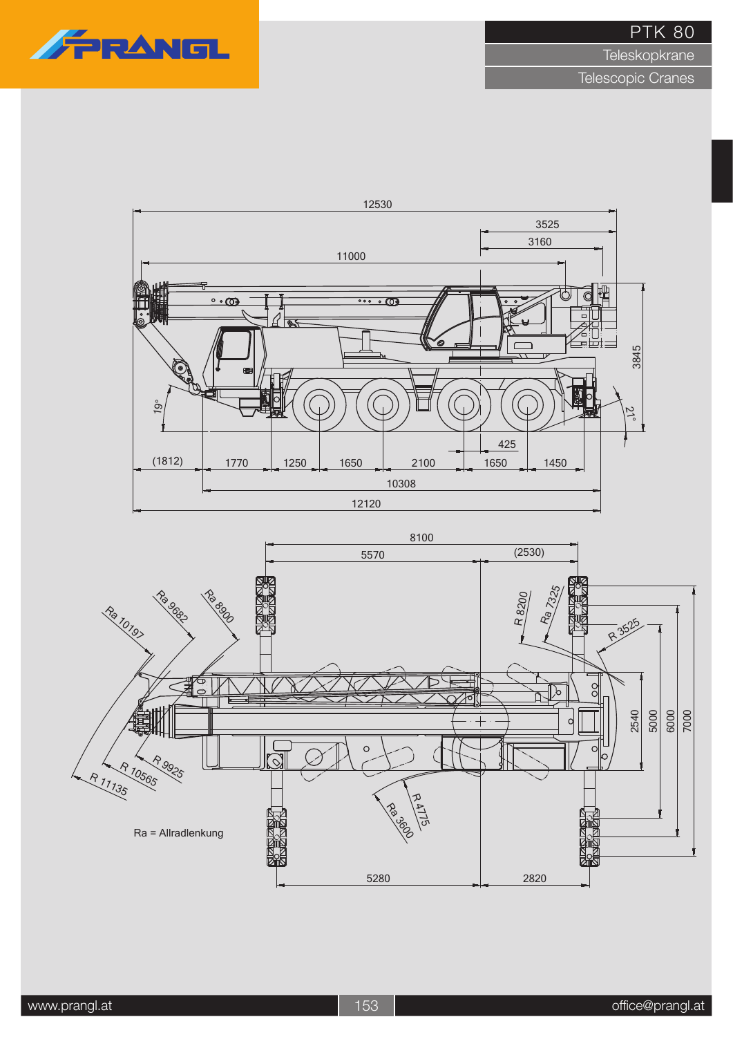# PTK 80

Teleskopkrane

Telescopic Cranes

12530

3525

3160

11000

3845

19°

21°

425

(1812) 1770 1250 1650 2100 1650 1450

10308

12120

8100

5570 (2530)

Ra 10197

Ra 9682

Ra 8900

R 8200

Ra 7325

R 3525

2540

5000

6000

7000

R 9925

R 10565

R 11135

R 4775

Ra 3600

Ra = Allradlenkung

5280 2820

www.prangl.at

office@prangl.at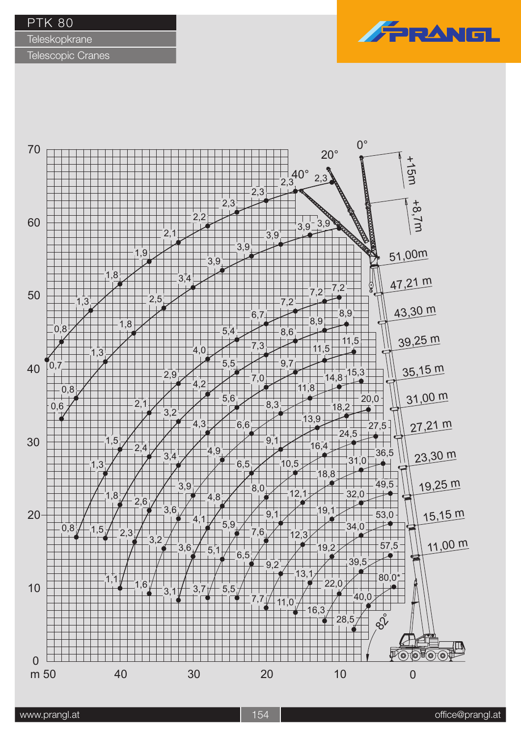# PTK 80

Teleskopkrane

Telescopic Cranes

PRANGL

70

60

50

40

30

20

10

0

m 50 40 30 20 10 0

0° 20° 40°

+15m

+8,7m

51,00m

47,21 m

43,30 m

39,25 m

35,15 m

31,00 m

27,21 m

23,30 m

19,25 m

15,15 m

11,00 m

82°

2,3 2,3 2,3 2,3 2,3 2,2 2,1 1,9 1,8 1,3 0,8 0,7

3,9 3,9 3,9 3,9 3,9 3,9 3,4 2,5 1,8 1,3 0,8 0,6

7,2 7,2 7,2 6,7 5,4 4,0 2,9 2,1 1,5 1,3 0,8

8,9 8,9 8,6 7,3 5,5 4,2 3,2 2,4 1,8 1,5 1,1

11,5 11,5 9,7 7,0 5,6 4,3 3,4 2,6 2,3 1,6

15,3 14,8 11,8 8,3 6,6 4,9 3,9 3,6 3,2 3,1

20,0 18,2 13,9 9,1 6,5 4,8 4,1 3,6 3,7

27,5 24,5 16,4 10,5 8,0 5,9 5,1 5,5

36,5 31,0 18,8 12,1 9,1 7,6 6,5 7,7

49,5 32,0 19,1 12,3 9,2 11,0

53,0 34,0 19,2 13,1 16,3

57,5 39,5 22,0 28,5

80,0* 40,0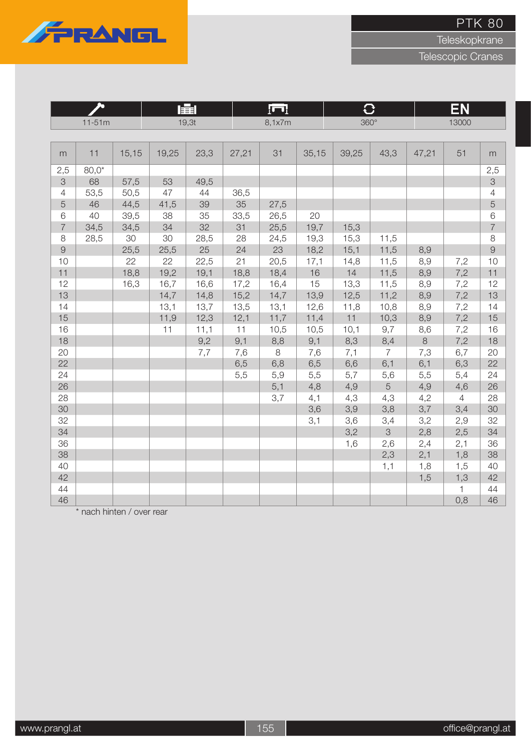# PTK 80

Teleskopkrane

Telescopic Cranes

| 11-51m | 19,3t | 8,1x7m | 360° | EN 13000 |
|---|---|---|---|---|

| m | 11 | 15,15 | 19,25 | 23,3 | 27,21 | 31 | 35,15 | 39,25 | 43,3 | 47,21 | 51 | m |
|---|---|---|---|---|---|---|---|---|---|---|---|---|
| 2,5 | 80,0* | | | | | | | | | | | 2,5 |
| 3 | 68 | 57,5 | 53 | 49,5 | | | | | | | | 3 |
| 4 | 53,5 | 50,5 | 47 | 44 | 36,5 | | | | | | | 4 |
| 5 | 46 | 44,5 | 41,5 | 39 | 35 | 27,5 | | | | | | 5 |
| 6 | 40 | 39,5 | 38 | 35 | 33,5 | 26,5 | 20 | | | | | 6 |
| 7 | 34,5 | 34,5 | 34 | 32 | 31 | 25,5 | 19,7 | 15,3 | | | | 7 |
| 8 | 28,5 | 30 | 30 | 28,5 | 28 | 24,5 | 19,3 | 15,3 | 11,5 | | | 8 |
| 9 | | 25,5 | 25,5 | 25 | 24 | 23 | 18,2 | 15,1 | 11,5 | 8,9 | | 9 |
| 10 | | 22 | 22 | 22,5 | 21 | 20,5 | 17,1 | 14,8 | 11,5 | 8,9 | 7,2 | 10 |
| 11 | | 18,8 | 19,2 | 19,1 | 18,8 | 18,4 | 16 | 14 | 11,5 | 8,9 | 7,2 | 11 |
| 12 | | 16,3 | 16,7 | 16,6 | 17,2 | 16,4 | 15 | 13,3 | 11,5 | 8,9 | 7,2 | 12 |
| 13 | | | 14,7 | 14,8 | 15,2 | 14,7 | 13,9 | 12,5 | 11,2 | 8,9 | 7,2 | 13 |
| 14 | | | 13,1 | 13,7 | 13,5 | 13,1 | 12,6 | 11,8 | 10,8 | 8,9 | 7,2 | 14 |
| 15 | | | 11,9 | 12,3 | 12,1 | 11,7 | 11,4 | 11 | 10,3 | 8,9 | 7,2 | 15 |
| 16 | | | 11 | 11,1 | 11 | 10,5 | 10,5 | 10,1 | 9,7 | 8,6 | 7,2 | 16 |
| 18 | | | | 9,2 | 9,1 | 8,8 | 9,1 | 8,3 | 8,4 | 8 | 7,2 | 18 |
| 20 | | | | 7,7 | 7,6 | 8 | 7,6 | 7,1 | 7 | 7,3 | 6,7 | 20 |
| 22 | | | | | 6,5 | 6,8 | 6,5 | 6,6 | 6,1 | 6,1 | 6,3 | 22 |
| 24 | | | | | 5,5 | 5,9 | 5,5 | 5,7 | 5,6 | 5,5 | 5,4 | 24 |
| 26 | | | | | | 5,1 | 4,8 | 4,9 | 5 | 4,9 | 4,6 | 26 |
| 28 | | | | | | 3,7 | 4,1 | 4,3 | 4,3 | 4,2 | 4 | 28 |
| 30 | | | | | | | 3,6 | 3,9 | 3,8 | 3,7 | 3,4 | 30 |
| 32 | | | | | | | 3,1 | 3,6 | 3,4 | 3,2 | 2,9 | 32 |
| 34 | | | | | | | | 3,2 | 3 | 2,8 | 2,5 | 34 |
| 36 | | | | | | | | 1,6 | 2,6 | 2,4 | 2,1 | 36 |
| 38 | | | | | | | | | 2,3 | 2,1 | 1,8 | 38 |
| 40 | | | | | | | | | 1,1 | 1,8 | 1,5 | 40 |
| 42 | | | | | | | | | | 1,5 | 1,3 | 42 |
| 44 | | | | | | | | | | | 1 | 44 |
| 46 | | | | | | | | | | | 0,8 | 46 |

* nach hinten / over rear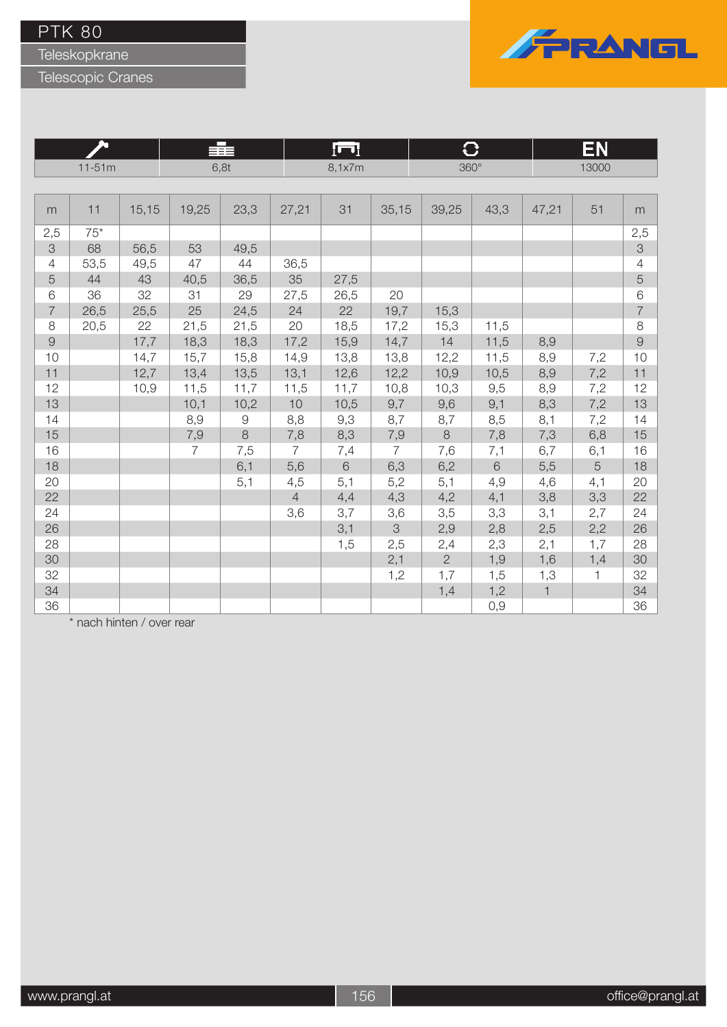# PTK 80

## Teleskopkrane

## Telescopic Cranes

| 11-51m | 6,8t | 8,1x7m | 360° | EN 13000 |
|---|---|---|---|---|

| m | 11 | 15,15 | 19,25 | 23,3 | 27,21 | 31 | 35,15 | 39,25 | 43,3 | 47,21 | 51 | m |
|---|---|---|---|---|---|---|---|---|---|---|---|---|
| 2,5 | 75* | | | | | | | | | | | 2,5 |
| 3 | 68 | 56,5 | 53 | 49,5 | | | | | | | | 3 |
| 4 | 53,5 | 49,5 | 47 | 44 | 36,5 | | | | | | | 4 |
| 5 | 44 | 43 | 40,5 | 36,5 | 35 | 27,5 | | | | | | 5 |
| 6 | 36 | 32 | 31 | 29 | 27,5 | 26,5 | 20 | | | | | 6 |
| 7 | 26,5 | 25,5 | 25 | 24,5 | 24 | 22 | 19,7 | 15,3 | | | | 7 |
| 8 | 20,5 | 22 | 21,5 | 21,5 | 20 | 18,5 | 17,2 | 15,3 | 11,5 | | | 8 |
| 9 | | 17,7 | 18,3 | 18,3 | 17,2 | 15,9 | 14,7 | 14 | 11,5 | 8,9 | | 9 |
| 10 | | 14,7 | 15,7 | 15,8 | 14,9 | 13,8 | 13,8 | 12,2 | 11,5 | 8,9 | 7,2 | 10 |
| 11 | | 12,7 | 13,4 | 13,5 | 13,1 | 12,6 | 12,2 | 10,9 | 10,5 | 8,9 | 7,2 | 11 |
| 12 | | 10,9 | 11,5 | 11,7 | 11,5 | 11,7 | 10,8 | 10,3 | 9,5 | 8,9 | 7,2 | 12 |
| 13 | | | 10,1 | 10,2 | 10 | 10,5 | 9,7 | 9,6 | 9,1 | 8,3 | 7,2 | 13 |
| 14 | | | 8,9 | 9 | 8,8 | 9,3 | 8,7 | 8,7 | 8,5 | 8,1 | 7,2 | 14 |
| 15 | | | 7,9 | 8 | 7,8 | 8,3 | 7,9 | 8 | 7,8 | 7,3 | 6,8 | 15 |
| 16 | | | 7 | 7,5 | 7 | 7,4 | 7 | 7,6 | 7,1 | 6,7 | 6,1 | 16 |
| 18 | | | | 6,1 | 5,6 | 6 | 6,3 | 6,2 | 6 | 5,5 | 5 | 18 |
| 20 | | | | 5,1 | 4,5 | 5,1 | 5,2 | 5,1 | 4,9 | 4,6 | 4,1 | 20 |
| 22 | | | | | 4 | 4,4 | 4,3 | 4,2 | 4,1 | 3,8 | 3,3 | 22 |
| 24 | | | | | 3,6 | 3,7 | 3,6 | 3,5 | 3,3 | 3,1 | 2,7 | 24 |
| 26 | | | | | | 3,1 | 3 | 2,9 | 2,8 | 2,5 | 2,2 | 26 |
| 28 | | | | | | 1,5 | 2,5 | 2,4 | 2,3 | 2,1 | 1,7 | 28 |
| 30 | | | | | | | 2,1 | 2 | 1,9 | 1,6 | 1,4 | 30 |
| 32 | | | | | | | 1,2 | 1,7 | 1,5 | 1,3 | 1 | 32 |
| 34 | | | | | | | | 1,4 | 1,2 | 1 | | 34 |
| 36 | | | | | | | | | 0,9 | | | 36 |

* nach hinten / over rear

www.prangl.at | office@prangl.at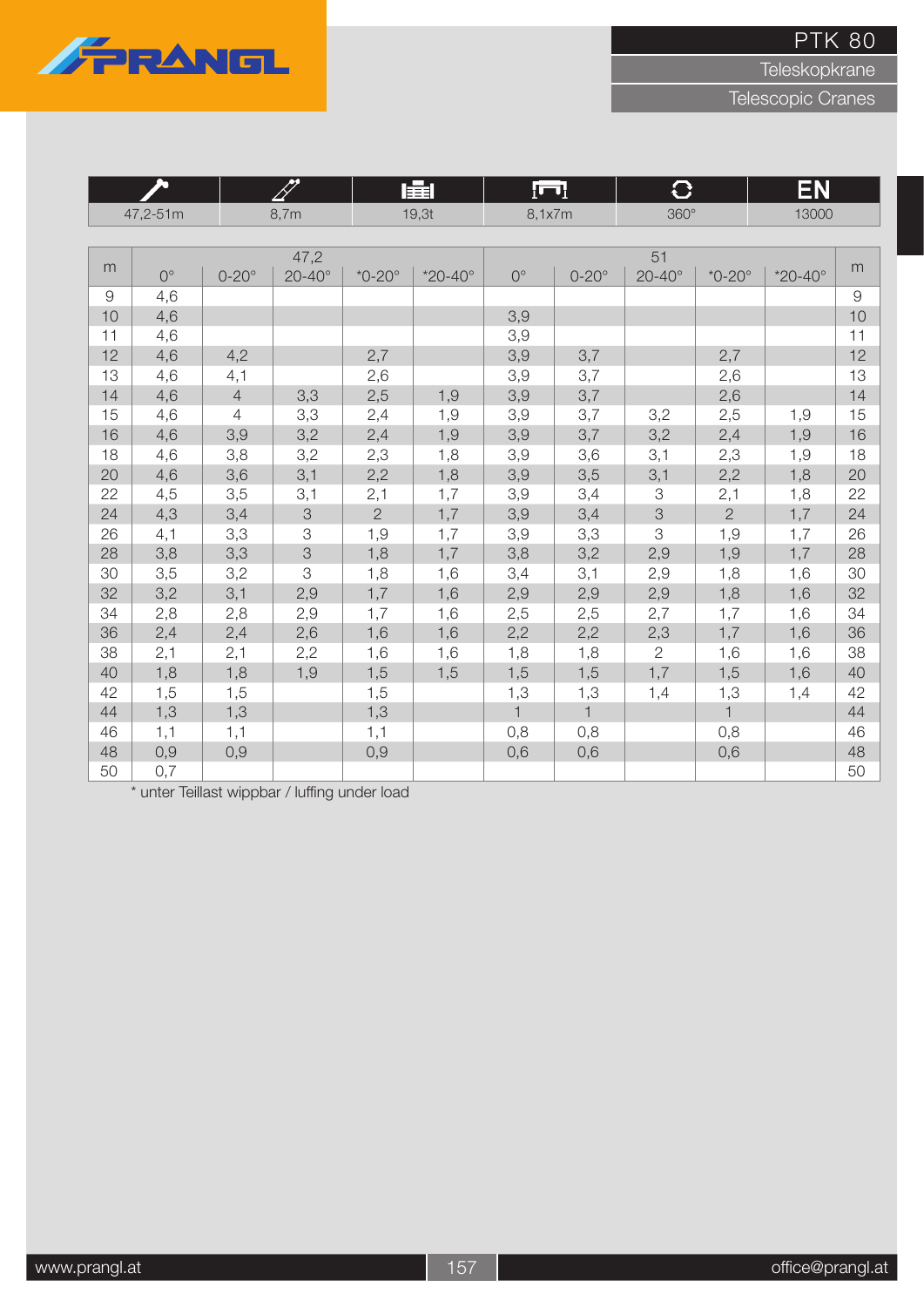# PTK 80

Teleskopkrane

Telescopic Cranes

| 47,2-51m | 8,7m | 19,3t | 8,1x7m | 360° | EN 13000 |
|---|---|---|---|---|---|

| m | 47,2 | | | | | 51 | | | | | m |
|---|---|---|---|---|---|---|---|---|---|---|---|
| | 0° | 0-20° | 20-40° | *0-20° | *20-40° | 0° | 0-20° | 20-40° | *0-20° | *20-40° | |
| 9 | 4,6 | | | | | | | | | | 9 |
| 10 | 4,6 | | | | | 3,9 | | | | | 10 |
| 11 | 4,6 | | | | | 3,9 | | | | | 11 |
| 12 | 4,6 | 4,2 | | 2,7 | | 3,9 | 3,7 | | 2,7 | | 12 |
| 13 | 4,6 | 4,1 | | 2,6 | | 3,9 | 3,7 | | 2,6 | | 13 |
| 14 | 4,6 | 4 | 3,3 | 2,5 | 1,9 | 3,9 | 3,7 | | 2,6 | | 14 |
| 15 | 4,6 | 4 | 3,3 | 2,4 | 1,9 | 3,9 | 3,7 | 3,2 | 2,5 | 1,9 | 15 |
| 16 | 4,6 | 3,9 | 3,2 | 2,4 | 1,9 | 3,9 | 3,7 | 3,2 | 2,4 | 1,9 | 16 |
| 18 | 4,6 | 3,8 | 3,2 | 2,3 | 1,8 | 3,9 | 3,6 | 3,1 | 2,3 | 1,9 | 18 |
| 20 | 4,6 | 3,6 | 3,1 | 2,2 | 1,8 | 3,9 | 3,5 | 3,1 | 2,2 | 1,8 | 20 |
| 22 | 4,5 | 3,5 | 3,1 | 2,1 | 1,7 | 3,9 | 3,4 | 3 | 2,1 | 1,8 | 22 |
| 24 | 4,3 | 3,4 | 3 | 2 | 1,7 | 3,9 | 3,4 | 3 | 2 | 1,7 | 24 |
| 26 | 4,1 | 3,3 | 3 | 1,9 | 1,7 | 3,9 | 3,3 | 3 | 1,9 | 1,7 | 26 |
| 28 | 3,8 | 3,3 | 3 | 1,8 | 1,7 | 3,8 | 3,2 | 2,9 | 1,9 | 1,7 | 28 |
| 30 | 3,5 | 3,2 | 3 | 1,8 | 1,6 | 3,4 | 3,1 | 2,9 | 1,8 | 1,6 | 30 |
| 32 | 3,2 | 3,1 | 2,9 | 1,7 | 1,6 | 2,9 | 2,9 | 2,9 | 1,8 | 1,6 | 32 |
| 34 | 2,8 | 2,8 | 2,9 | 1,7 | 1,6 | 2,5 | 2,5 | 2,7 | 1,7 | 1,6 | 34 |
| 36 | 2,4 | 2,4 | 2,6 | 1,6 | 1,6 | 2,2 | 2,2 | 2,3 | 1,7 | 1,6 | 36 |
| 38 | 2,1 | 2,1 | 2,2 | 1,6 | 1,6 | 1,8 | 1,8 | 2 | 1,6 | 1,6 | 38 |
| 40 | 1,8 | 1,8 | 1,9 | 1,5 | 1,5 | 1,5 | 1,5 | 1,7 | 1,5 | 1,6 | 40 |
| 42 | 1,5 | 1,5 | | 1,5 | | 1,3 | 1,3 | 1,4 | 1,3 | 1,4 | 42 |
| 44 | 1,3 | 1,3 | | 1,3 | | 1 | 1 | | 1 | | 44 |
| 46 | 1,1 | 1,1 | | 1,1 | | 0,8 | 0,8 | | 0,8 | | 46 |
| 48 | 0,9 | 0,9 | | 0,9 | | 0,6 | 0,6 | | 0,6 | | 48 |
| 50 | 0,7 | | | | | | | | | | 50 |

* unter Teillast wippbar / luffing under load

www.prangl.at

office@prangl.at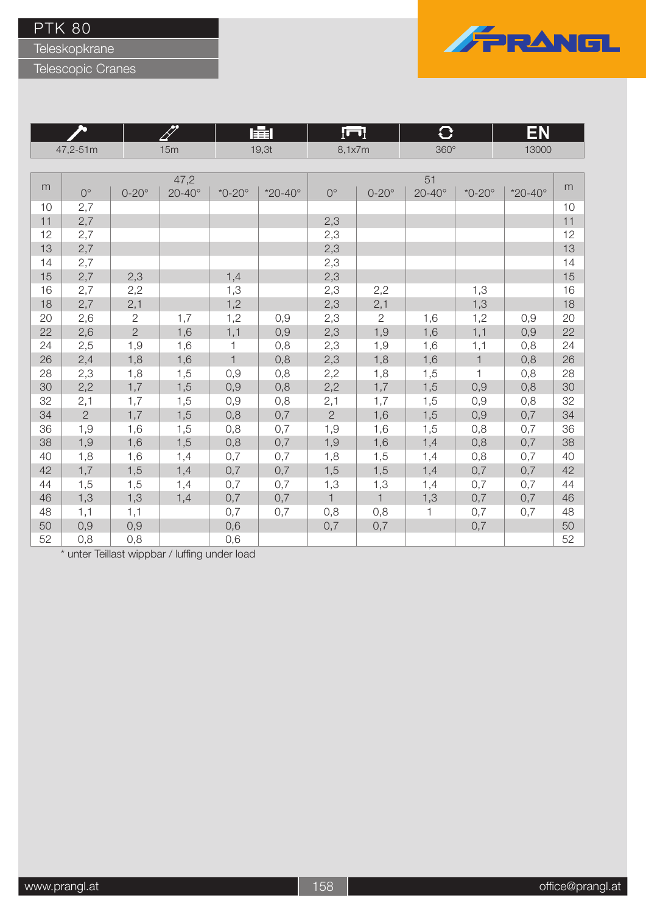# PTK 80

## Teleskopkrane

## Telescopic Cranes

PRANGL

| 47,2-51m | 15m | 19,3t | 8,1x7m | 360° | EN 13000 |
|---|---|---|---|---|---|

| m | 47,2 | | | | | 51 | | | | | m |
|---|---|---|---|---|---|---|---|---|---|---|---|
| | 0° | 0-20° | 20-40° | *0-20° | *20-40° | 0° | 0-20° | 20-40° | *0-20° | *20-40° | |
| 10 | 2,7 | | | | | | | | | | 10 |
| 11 | 2,7 | | | | | 2,3 | | | | | 11 |
| 12 | 2,7 | | | | | 2,3 | | | | | 12 |
| 13 | 2,7 | | | | | 2,3 | | | | | 13 |
| 14 | 2,7 | | | | | 2,3 | | | | | 14 |
| 15 | 2,7 | 2,3 | | 1,4 | | 2,3 | | | | | 15 |
| 16 | 2,7 | 2,2 | | 1,3 | | 2,3 | 2,2 | | 1,3 | | 16 |
| 18 | 2,7 | 2,1 | | 1,2 | | 2,3 | 2,1 | | 1,3 | | 18 |
| 20 | 2,6 | 2 | 1,7 | 1,2 | 0,9 | 2,3 | 2 | 1,6 | 1,2 | 0,9 | 20 |
| 22 | 2,6 | 2 | 1,6 | 1,1 | 0,9 | 2,3 | 1,9 | 1,6 | 1,1 | 0,9 | 22 |
| 24 | 2,5 | 1,9 | 1,6 | 1 | 0,8 | 2,3 | 1,9 | 1,6 | 1,1 | 0,8 | 24 |
| 26 | 2,4 | 1,8 | 1,6 | 1 | 0,8 | 2,3 | 1,8 | 1,6 | 1 | 0,8 | 26 |
| 28 | 2,3 | 1,8 | 1,5 | 0,9 | 0,8 | 2,2 | 1,8 | 1,5 | 1 | 0,8 | 28 |
| 30 | 2,2 | 1,7 | 1,5 | 0,9 | 0,8 | 2,2 | 1,7 | 1,5 | 0,9 | 0,8 | 30 |
| 32 | 2,1 | 1,7 | 1,5 | 0,9 | 0,8 | 2,1 | 1,7 | 1,5 | 0,9 | 0,8 | 32 |
| 34 | 2 | 1,7 | 1,5 | 0,8 | 0,7 | 2 | 1,6 | 1,5 | 0,9 | 0,7 | 34 |
| 36 | 1,9 | 1,6 | 1,5 | 0,8 | 0,7 | 1,9 | 1,6 | 1,5 | 0,8 | 0,7 | 36 |
| 38 | 1,9 | 1,6 | 1,5 | 0,8 | 0,7 | 1,9 | 1,6 | 1,4 | 0,8 | 0,7 | 38 |
| 40 | 1,8 | 1,6 | 1,4 | 0,7 | 0,7 | 1,8 | 1,5 | 1,4 | 0,8 | 0,7 | 40 |
| 42 | 1,7 | 1,5 | 1,4 | 0,7 | 0,7 | 1,5 | 1,5 | 1,4 | 0,7 | 0,7 | 42 |
| 44 | 1,5 | 1,5 | 1,4 | 0,7 | 0,7 | 1,3 | 1,3 | 1,4 | 0,7 | 0,7 | 44 |
| 46 | 1,3 | 1,3 | 1,4 | 0,7 | 0,7 | 1 | 1 | 1,3 | 0,7 | 0,7 | 46 |
| 48 | 1,1 | 1,1 | | 0,7 | 0,7 | 0,8 | 0,8 | 1 | 0,7 | 0,7 | 48 |
| 50 | 0,9 | 0,9 | | 0,6 | | 0,7 | 0,7 | | 0,7 | | 50 |
| 52 | 0,8 | 0,8 | | 0,6 | | | | | | | 52 |

* unter Teillast wippbar / luffing under load

www.prangl.at | office@prangl.at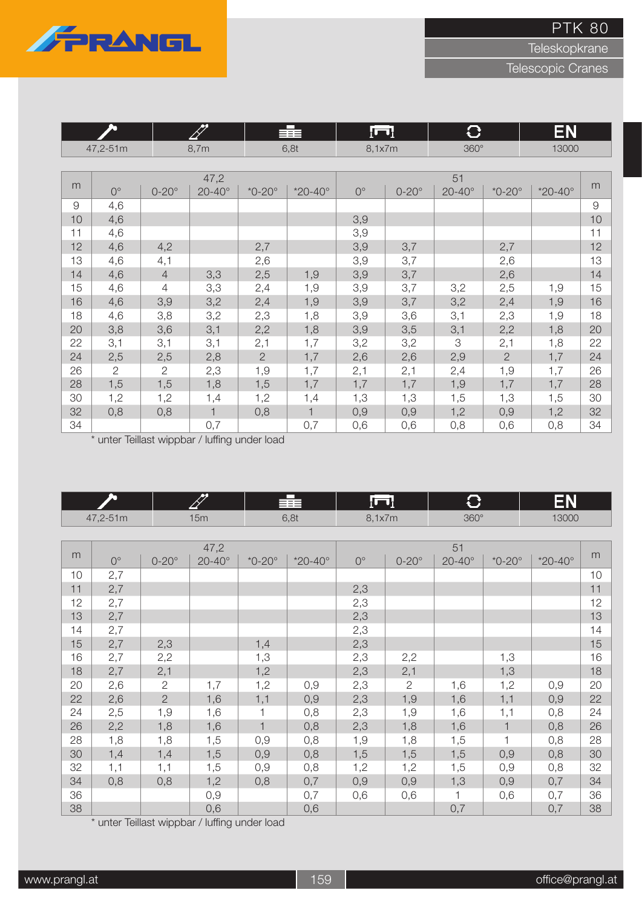# PTK 80

Teleskopkrane

Telescopic Cranes

| 47,2-51m | 8,7m | 6,8t | 8,1x7m | 360° | EN 13000 |
|---|---|---|---|---|---|

| m | 47,2 | | | | | 51 | | | | | m |
|---|---|---|---|---|---|---|---|---|---|---|---|
| | 0° | 0-20° | 20-40° | *0-20° | *20-40° | 0° | 0-20° | 20-40° | *0-20° | *20-40° | |
| 9 | 4,6 | | | | | | | | | | 9 |
| 10 | 4,6 | | | | | 3,9 | | | | | 10 |
| 11 | 4,6 | | | | | 3,9 | | | | | 11 |
| 12 | 4,6 | 4,2 | | 2,7 | | 3,9 | 3,7 | | 2,7 | | 12 |
| 13 | 4,6 | 4,1 | | 2,6 | | 3,9 | 3,7 | | 2,6 | | 13 |
| 14 | 4,6 | 4 | 3,3 | 2,5 | 1,9 | 3,9 | 3,7 | | 2,6 | | 14 |
| 15 | 4,6 | 4 | 3,3 | 2,4 | 1,9 | 3,9 | 3,7 | 3,2 | 2,5 | 1,9 | 15 |
| 16 | 4,6 | 3,9 | 3,2 | 2,4 | 1,9 | 3,9 | 3,7 | 3,2 | 2,4 | 1,9 | 16 |
| 18 | 4,6 | 3,8 | 3,2 | 2,3 | 1,8 | 3,9 | 3,6 | 3,1 | 2,3 | 1,9 | 18 |
| 20 | 3,8 | 3,6 | 3,1 | 2,2 | 1,8 | 3,9 | 3,5 | 3,1 | 2,2 | 1,8 | 20 |
| 22 | 3,1 | 3,1 | 3,1 | 2,1 | 1,7 | 3,2 | 3,2 | 3 | 2,1 | 1,8 | 22 |
| 24 | 2,5 | 2,5 | 2,8 | 2 | 1,7 | 2,6 | 2,6 | 2,9 | 2 | 1,7 | 24 |
| 26 | 2 | 2 | 2,3 | 1,9 | 1,7 | 2,1 | 2,1 | 2,4 | 1,9 | 1,7 | 26 |
| 28 | 1,5 | 1,5 | 1,8 | 1,5 | 1,7 | 1,7 | 1,7 | 1,9 | 1,7 | 1,7 | 28 |
| 30 | 1,2 | 1,2 | 1,4 | 1,2 | 1,4 | 1,3 | 1,3 | 1,5 | 1,3 | 1,5 | 30 |
| 32 | 0,8 | 0,8 | 1 | 0,8 | 1 | 0,9 | 0,9 | 1,2 | 0,9 | 1,2 | 32 |
| 34 | | | 0,7 | | 0,7 | 0,6 | 0,6 | 0,8 | 0,6 | 0,8 | 34 |

* unter Teillast wippbar / luffing under load

| 47,2-51m | 15m | 6,8t | 8,1x7m | 360° | EN 13000 |
|---|---|---|---|---|---|

| m | 47,2 | | | | | 51 | | | | | m |
|---|---|---|---|---|---|---|---|---|---|---|---|
| | 0° | 0-20° | 20-40° | *0-20° | *20-40° | 0° | 0-20° | 20-40° | *0-20° | *20-40° | |
| 10 | 2,7 | | | | | | | | | | 10 |
| 11 | 2,7 | | | | | 2,3 | | | | | 11 |
| 12 | 2,7 | | | | | 2,3 | | | | | 12 |
| 13 | 2,7 | | | | | 2,3 | | | | | 13 |
| 14 | 2,7 | | | | | 2,3 | | | | | 14 |
| 15 | 2,7 | 2,3 | | 1,4 | | 2,3 | | | | | 15 |
| 16 | 2,7 | 2,2 | | 1,3 | | 2,3 | 2,2 | | 1,3 | | 16 |
| 18 | 2,7 | 2,1 | | 1,2 | | 2,3 | 2,1 | | 1,3 | | 18 |
| 20 | 2,6 | 2 | 1,7 | 1,2 | 0,9 | 2,3 | 2 | 1,6 | 1,2 | 0,9 | 20 |
| 22 | 2,6 | 2 | 1,6 | 1,1 | 0,9 | 2,3 | 1,9 | 1,6 | 1,1 | 0,9 | 22 |
| 24 | 2,5 | 1,9 | 1,6 | 1 | 0,8 | 2,3 | 1,9 | 1,6 | 1,1 | 0,8 | 24 |
| 26 | 2,2 | 1,8 | 1,6 | 1 | 0,8 | 2,3 | 1,8 | 1,6 | 1 | 0,8 | 26 |
| 28 | 1,8 | 1,8 | 1,5 | 0,9 | 0,8 | 1,9 | 1,8 | 1,5 | 1 | 0,8 | 28 |
| 30 | 1,4 | 1,4 | 1,5 | 0,9 | 0,8 | 1,5 | 1,5 | 1,5 | 0,9 | 0,8 | 30 |
| 32 | 1,1 | 1,1 | 1,5 | 0,9 | 0,8 | 1,2 | 1,2 | 1,5 | 0,9 | 0,8 | 32 |
| 34 | 0,8 | 0,8 | 1,2 | 0,8 | 0,7 | 0,9 | 0,9 | 1,3 | 0,9 | 0,7 | 34 |
| 36 | | | 0,9 | | 0,7 | 0,6 | 0,6 | 1 | 0,6 | 0,7 | 36 |
| 38 | | | 0,6 | | 0,6 | | | 0,7 | | 0,7 | 38 |

* unter Teillast wippbar / luffing under load

www.prangl.at office@prangl.at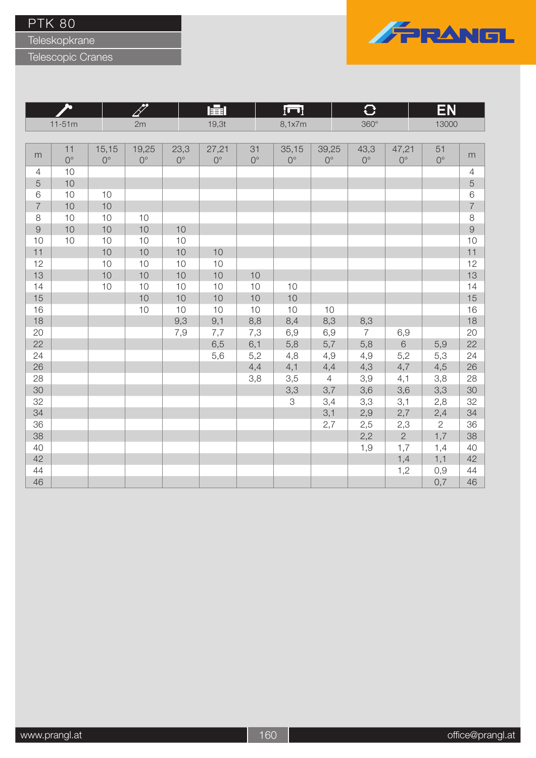# PTK 80

## Teleskopkrane

## Telescopic Cranes

| | | | | | |
|---|---|---|---|---|---|
| 11-51m | 2m | 19,3t | 8,1x7m | 360° | EN 13000 |

| m | 11 0° | 15,15 0° | 19,25 0° | 23,3 0° | 27,21 0° | 31 0° | 35,15 0° | 39,25 0° | 43,3 0° | 47,21 0° | 51 0° | m |
|---|---|---|---|---|---|---|---|---|---|---|---|---|
| 4 | 10 | | | | | | | | | | | 4 |
| 5 | 10 | | | | | | | | | | | 5 |
| 6 | 10 | 10 | | | | | | | | | | 6 |
| 7 | 10 | 10 | | | | | | | | | | 7 |
| 8 | 10 | 10 | 10 | | | | | | | | | 8 |
| 9 | 10 | 10 | 10 | 10 | | | | | | | | 9 |
| 10 | 10 | 10 | 10 | 10 | | | | | | | | 10 |
| 11 | | 10 | 10 | 10 | 10 | | | | | | | 11 |
| 12 | | 10 | 10 | 10 | 10 | | | | | | | 12 |
| 13 | | 10 | 10 | 10 | 10 | 10 | | | | | | 13 |
| 14 | | 10 | 10 | 10 | 10 | 10 | 10 | | | | | 14 |
| 15 | | | 10 | 10 | 10 | 10 | 10 | | | | | 15 |
| 16 | | | 10 | 10 | 10 | 10 | 10 | 10 | | | | 16 |
| 18 | | | | 9,3 | 9,1 | 8,8 | 8,4 | 8,3 | 8,3 | | | 18 |
| 20 | | | | 7,9 | 7,7 | 7,3 | 6,9 | 6,9 | 7 | 6,9 | | 20 |
| 22 | | | | | 6,5 | 6,1 | 5,8 | 5,7 | 5,8 | 6 | 5,9 | 22 |
| 24 | | | | | 5,6 | 5,2 | 4,8 | 4,9 | 4,9 | 5,2 | 5,3 | 24 |
| 26 | | | | | | 4,4 | 4,1 | 4,4 | 4,3 | 4,7 | 4,5 | 26 |
| 28 | | | | | | 3,8 | 3,5 | 4 | 3,9 | 4,1 | 3,8 | 28 |
| 30 | | | | | | | 3,3 | 3,7 | 3,6 | 3,6 | 3,3 | 30 |
| 32 | | | | | | | 3 | 3,4 | 3,3 | 3,1 | 2,8 | 32 |
| 34 | | | | | | | | 3,1 | 2,9 | 2,7 | 2,4 | 34 |
| 36 | | | | | | | | 2,7 | 2,5 | 2,3 | 2 | 36 |
| 38 | | | | | | | | | 2,2 | 2 | 1,7 | 38 |
| 40 | | | | | | | | | 1,9 | 1,7 | 1,4 | 40 |
| 42 | | | | | | | | | | 1,4 | 1,1 | 42 |
| 44 | | | | | | | | | | 1,2 | 0,9 | 44 |
| 46 | | | | | | | | | | | 0,7 | 46 |

www.prangl.at office@prangl.at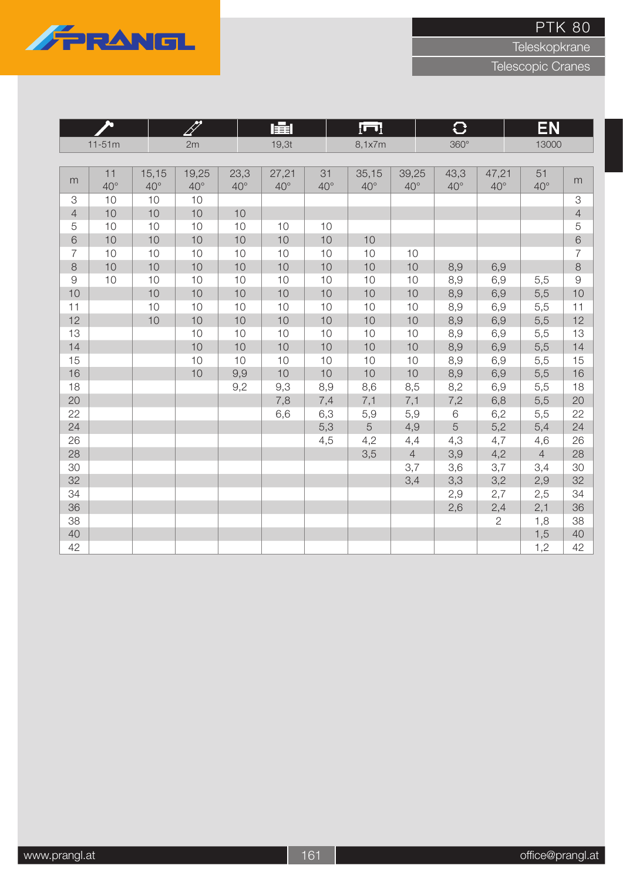# PTK 80

Teleskopkrane

Telescopic Cranes

| | | | | | |
|---|---|---|---|---|---|
| 11-51m | 2m | 19,3t | 8,1x7m | 360° | EN 13000 |

| m | 11 40° | 15,15 40° | 19,25 40° | 23,3 40° | 27,21 40° | 31 40° | 35,15 40° | 39,25 40° | 43,3 40° | 47,21 40° | 51 40° | m |
|---|---|---|---|---|---|---|---|---|---|---|---|---|
| 3 | 10 | 10 | 10 | | | | | | | | | 3 |
| 4 | 10 | 10 | 10 | 10 | | | | | | | | 4 |
| 5 | 10 | 10 | 10 | 10 | 10 | 10 | | | | | | 5 |
| 6 | 10 | 10 | 10 | 10 | 10 | 10 | 10 | | | | | 6 |
| 7 | 10 | 10 | 10 | 10 | 10 | 10 | 10 | 10 | | | | 7 |
| 8 | 10 | 10 | 10 | 10 | 10 | 10 | 10 | 10 | 8,9 | 6,9 | | 8 |
| 9 | 10 | 10 | 10 | 10 | 10 | 10 | 10 | 10 | 8,9 | 6,9 | 5,5 | 9 |
| 10 | | 10 | 10 | 10 | 10 | 10 | 10 | 10 | 8,9 | 6,9 | 5,5 | 10 |
| 11 | | 10 | 10 | 10 | 10 | 10 | 10 | 10 | 8,9 | 6,9 | 5,5 | 11 |
| 12 | | 10 | 10 | 10 | 10 | 10 | 10 | 10 | 8,9 | 6,9 | 5,5 | 12 |
| 13 | | | 10 | 10 | 10 | 10 | 10 | 10 | 8,9 | 6,9 | 5,5 | 13 |
| 14 | | | 10 | 10 | 10 | 10 | 10 | 10 | 8,9 | 6,9 | 5,5 | 14 |
| 15 | | | 10 | 10 | 10 | 10 | 10 | 10 | 8,9 | 6,9 | 5,5 | 15 |
| 16 | | | 10 | 9,9 | 10 | 10 | 10 | 10 | 8,9 | 6,9 | 5,5 | 16 |
| 18 | | | | 9,2 | 9,3 | 8,9 | 8,6 | 8,5 | 8,2 | 6,9 | 5,5 | 18 |
| 20 | | | | | 7,8 | 7,4 | 7,1 | 7,1 | 7,2 | 6,8 | 5,5 | 20 |
| 22 | | | | | 6,6 | 6,3 | 5,9 | 5,9 | 6 | 6,2 | 5,5 | 22 |
| 24 | | | | | | 5,3 | 5 | 4,9 | 5 | 5,2 | 5,4 | 24 |
| 26 | | | | | | 4,5 | 4,2 | 4,4 | 4,3 | 4,7 | 4,6 | 26 |
| 28 | | | | | | | 3,5 | 4 | 3,9 | 4,2 | 4 | 28 |
| 30 | | | | | | | | 3,7 | 3,6 | 3,7 | 3,4 | 30 |
| 32 | | | | | | | | 3,4 | 3,3 | 3,2 | 2,9 | 32 |
| 34 | | | | | | | | | 2,9 | 2,7 | 2,5 | 34 |
| 36 | | | | | | | | | 2,6 | 2,4 | 2,1 | 36 |
| 38 | | | | | | | | | | 2 | 1,8 | 38 |
| 40 | | | | | | | | | | | 1,5 | 40 |
| 42 | | | | | | | | | | | 1,2 | 42 |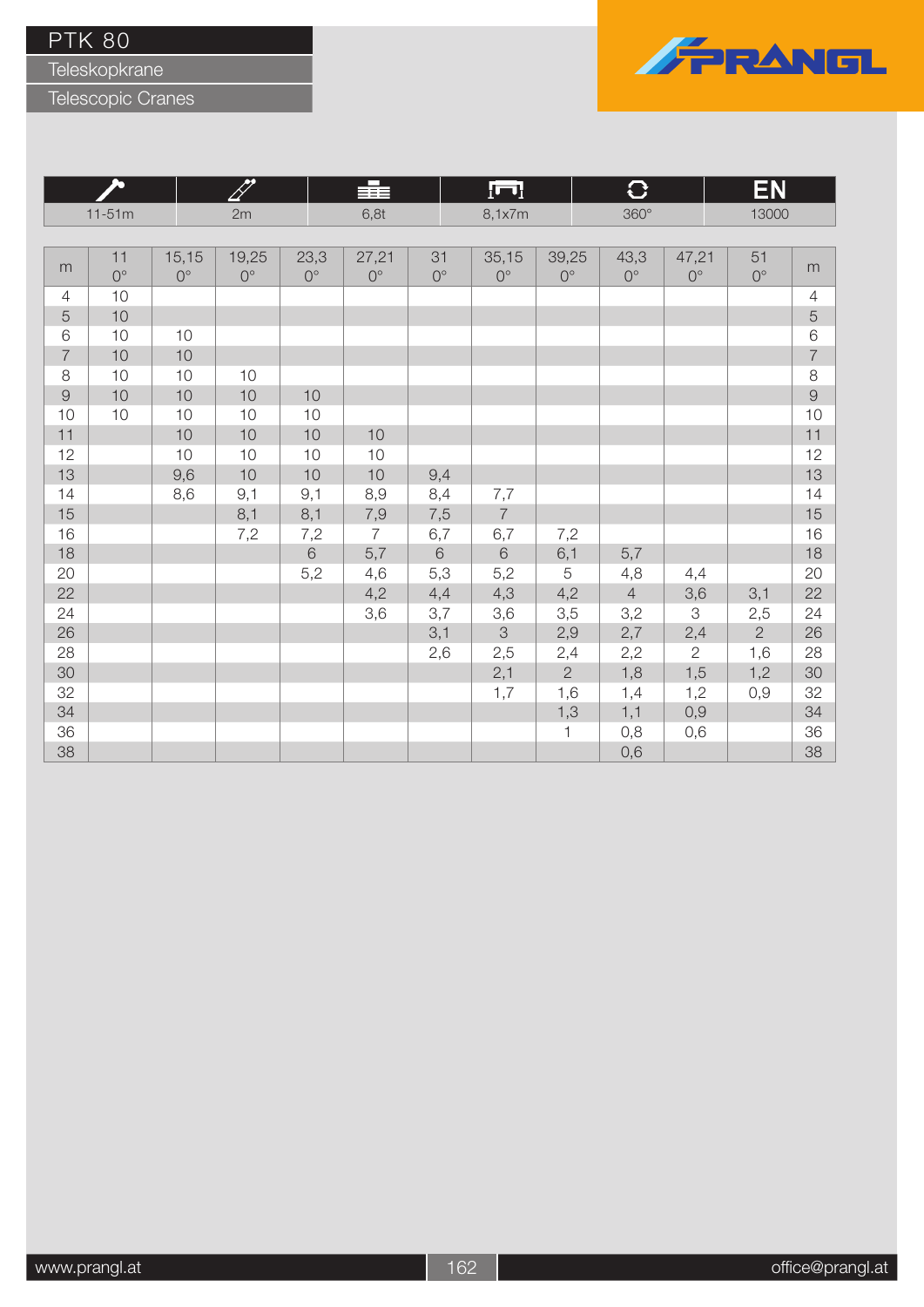# PTK 80

Teleskopkrane

Telescopic Cranes

PRANGL

| 11-51m | 2m | 6,8t | 8,1x7m | 360° | EN 13000 |
|---|---|---|---|---|---|

| m | 11 0° | 15,15 0° | 19,25 0° | 23,3 0° | 27,21 0° | 31 0° | 35,15 0° | 39,25 0° | 43,3 0° | 47,21 0° | 51 0° | m |
|---|---|---|---|---|---|---|---|---|---|---|---|---|
| 4 | 10 | | | | | | | | | | | 4 |
| 5 | 10 | | | | | | | | | | | 5 |
| 6 | 10 | 10 | | | | | | | | | | 6 |
| 7 | 10 | 10 | | | | | | | | | | 7 |
| 8 | 10 | 10 | 10 | | | | | | | | | 8 |
| 9 | 10 | 10 | 10 | 10 | | | | | | | | 9 |
| 10 | 10 | 10 | 10 | 10 | | | | | | | | 10 |
| 11 | | 10 | 10 | 10 | 10 | | | | | | | 11 |
| 12 | | 10 | 10 | 10 | 10 | | | | | | | 12 |
| 13 | | 9,6 | 10 | 10 | 10 | 9,4 | | | | | | 13 |
| 14 | | 8,6 | 9,1 | 9,1 | 8,9 | 8,4 | 7,7 | | | | | 14 |
| 15 | | | 8,1 | 8,1 | 7,9 | 7,5 | 7 | | | | | 15 |
| 16 | | | 7,2 | 7,2 | 7 | 6,7 | 6,7 | 7,2 | | | | 16 |
| 18 | | | | 6 | 5,7 | 6 | 6 | 6,1 | 5,7 | | | 18 |
| 20 | | | | 5,2 | 4,6 | 5,3 | 5,2 | 5 | 4,8 | 4,4 | | 20 |
| 22 | | | | | 4,2 | 4,4 | 4,3 | 4,2 | 4 | 3,6 | 3,1 | 22 |
| 24 | | | | | 3,6 | 3,7 | 3,6 | 3,5 | 3,2 | 3 | 2,5 | 24 |
| 26 | | | | | | 3,1 | 3 | 2,9 | 2,7 | 2,4 | 2 | 26 |
| 28 | | | | | | 2,6 | 2,5 | 2,4 | 2,2 | 2 | 1,6 | 28 |
| 30 | | | | | | | 2,1 | 2 | 1,8 | 1,5 | 1,2 | 30 |
| 32 | | | | | | | 1,7 | 1,6 | 1,4 | 1,2 | 0,9 | 32 |
| 34 | | | | | | | | 1,3 | 1,1 | 0,9 | | 34 |
| 36 | | | | | | | | 1 | 0,8 | 0,6 | | 36 |
| 38 | | | | | | | | | 0,6 | | | 38 |

www.prangl.at office@prangl.at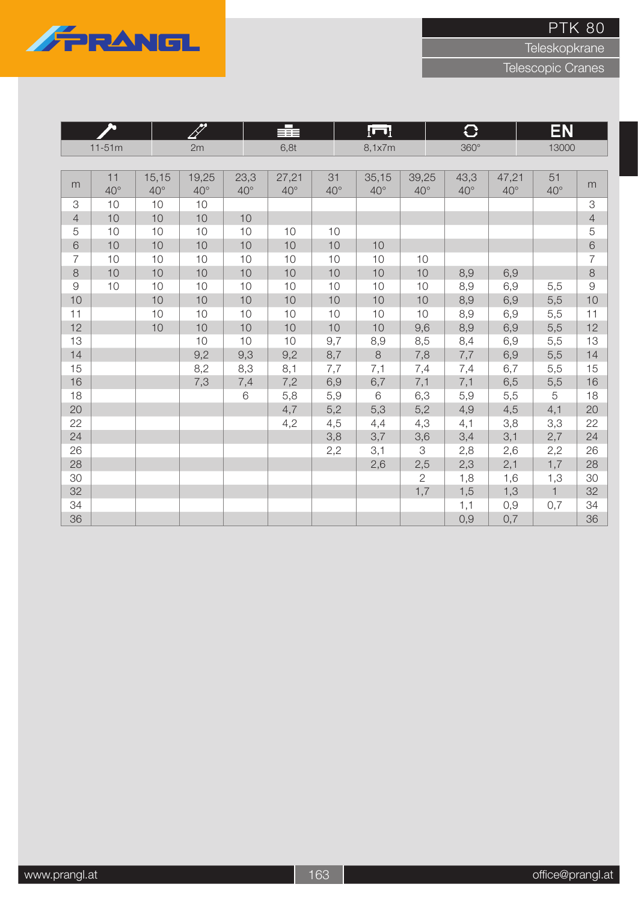# PTK 80

Teleskopkrane

Telescopic Cranes

| | | | | | |
|---|---|---|---|---|---|
| 11-51m | 2m | 6,8t | 8,1x7m | 360° | EN 13000 |

| m | 11 40° | 15,15 40° | 19,25 40° | 23,3 40° | 27,21 40° | 31 40° | 35,15 40° | 39,25 40° | 43,3 40° | 47,21 40° | 51 40° | m |
|---|---|---|---|---|---|---|---|---|---|---|---|---|
| 3 | 10 | 10 | 10 | | | | | | | | | 3 |
| 4 | 10 | 10 | 10 | 10 | | | | | | | | 4 |
| 5 | 10 | 10 | 10 | 10 | 10 | 10 | | | | | | 5 |
| 6 | 10 | 10 | 10 | 10 | 10 | 10 | 10 | | | | | 6 |
| 7 | 10 | 10 | 10 | 10 | 10 | 10 | 10 | 10 | | | | 7 |
| 8 | 10 | 10 | 10 | 10 | 10 | 10 | 10 | 10 | 8,9 | 6,9 | | 8 |
| 9 | 10 | 10 | 10 | 10 | 10 | 10 | 10 | 10 | 8,9 | 6,9 | 5,5 | 9 |
| 10 | | 10 | 10 | 10 | 10 | 10 | 10 | 10 | 8,9 | 6,9 | 5,5 | 10 |
| 11 | | 10 | 10 | 10 | 10 | 10 | 10 | 10 | 8,9 | 6,9 | 5,5 | 11 |
| 12 | | 10 | 10 | 10 | 10 | 10 | 10 | 9,6 | 8,9 | 6,9 | 5,5 | 12 |
| 13 | | | 10 | 10 | 10 | 9,7 | 8,9 | 8,5 | 8,4 | 6,9 | 5,5 | 13 |
| 14 | | | 9,2 | 9,3 | 9,2 | 8,7 | 8 | 7,8 | 7,7 | 6,9 | 5,5 | 14 |
| 15 | | | 8,2 | 8,3 | 8,1 | 7,7 | 7,1 | 7,4 | 7,4 | 6,7 | 5,5 | 15 |
| 16 | | | 7,3 | 7,4 | 7,2 | 6,9 | 6,7 | 7,1 | 7,1 | 6,5 | 5,5 | 16 |
| 18 | | | | 6 | 5,8 | 5,9 | 6 | 6,3 | 5,9 | 5,5 | 5 | 18 |
| 20 | | | | | 4,7 | 5,2 | 5,3 | 5,2 | 4,9 | 4,5 | 4,1 | 20 |
| 22 | | | | | 4,2 | 4,5 | 4,4 | 4,3 | 4,1 | 3,8 | 3,3 | 22 |
| 24 | | | | | | 3,8 | 3,7 | 3,6 | 3,4 | 3,1 | 2,7 | 24 |
| 26 | | | | | | 2,2 | 3,1 | 3 | 2,8 | 2,6 | 2,2 | 26 |
| 28 | | | | | | | 2,6 | 2,5 | 2,3 | 2,1 | 1,7 | 28 |
| 30 | | | | | | | | 2 | 1,8 | 1,6 | 1,3 | 30 |
| 32 | | | | | | | | 1,7 | 1,5 | 1,3 | 1 | 32 |
| 34 | | | | | | | | | 1,1 | 0,9 | 0,7 | 34 |
| 36 | | | | | | | | | 0,9 | 0,7 | | 36 |

www.prangl.at office@prangl.at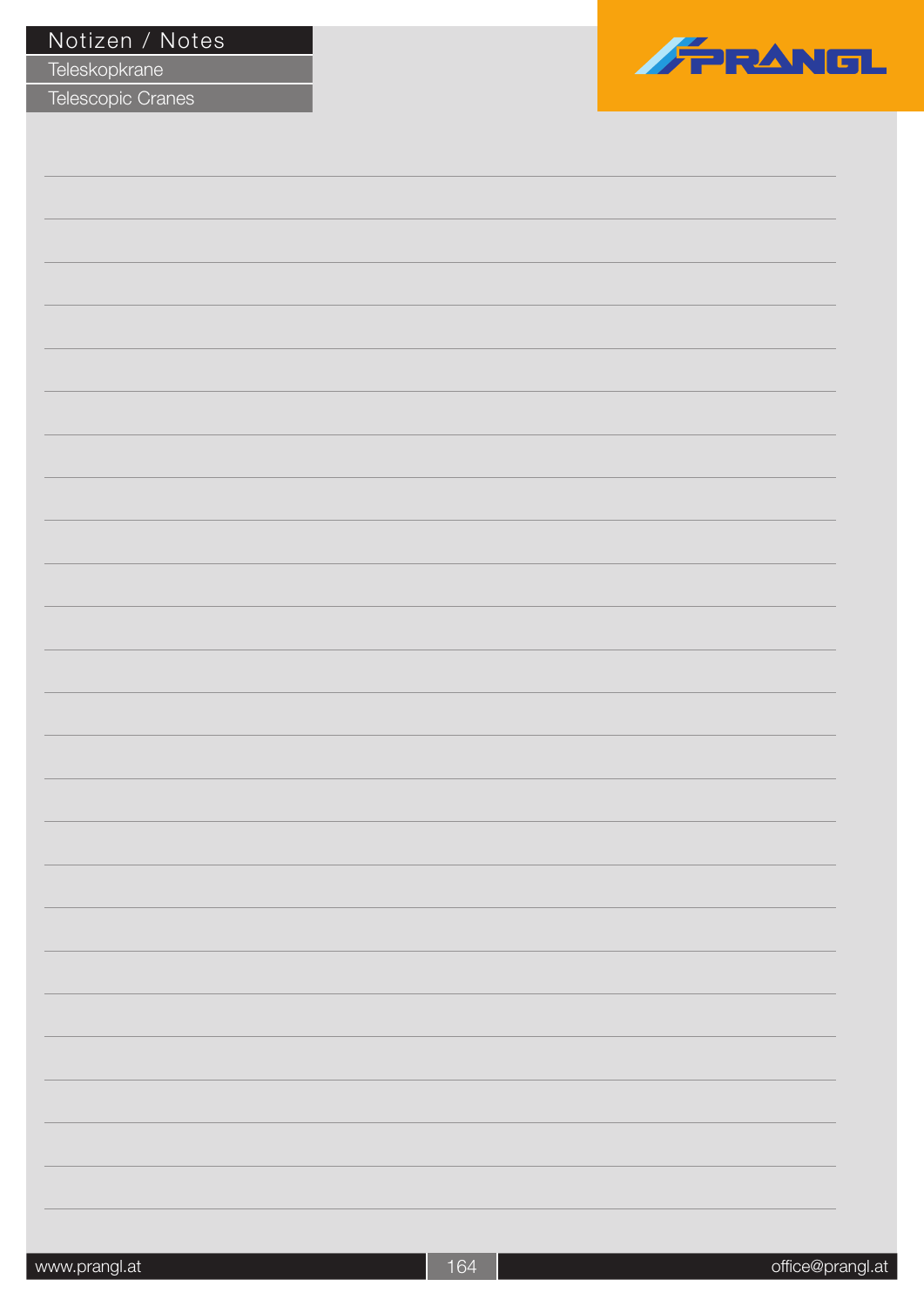# Notizen / Notes

Teleskopkrane

Telescopic Cranes